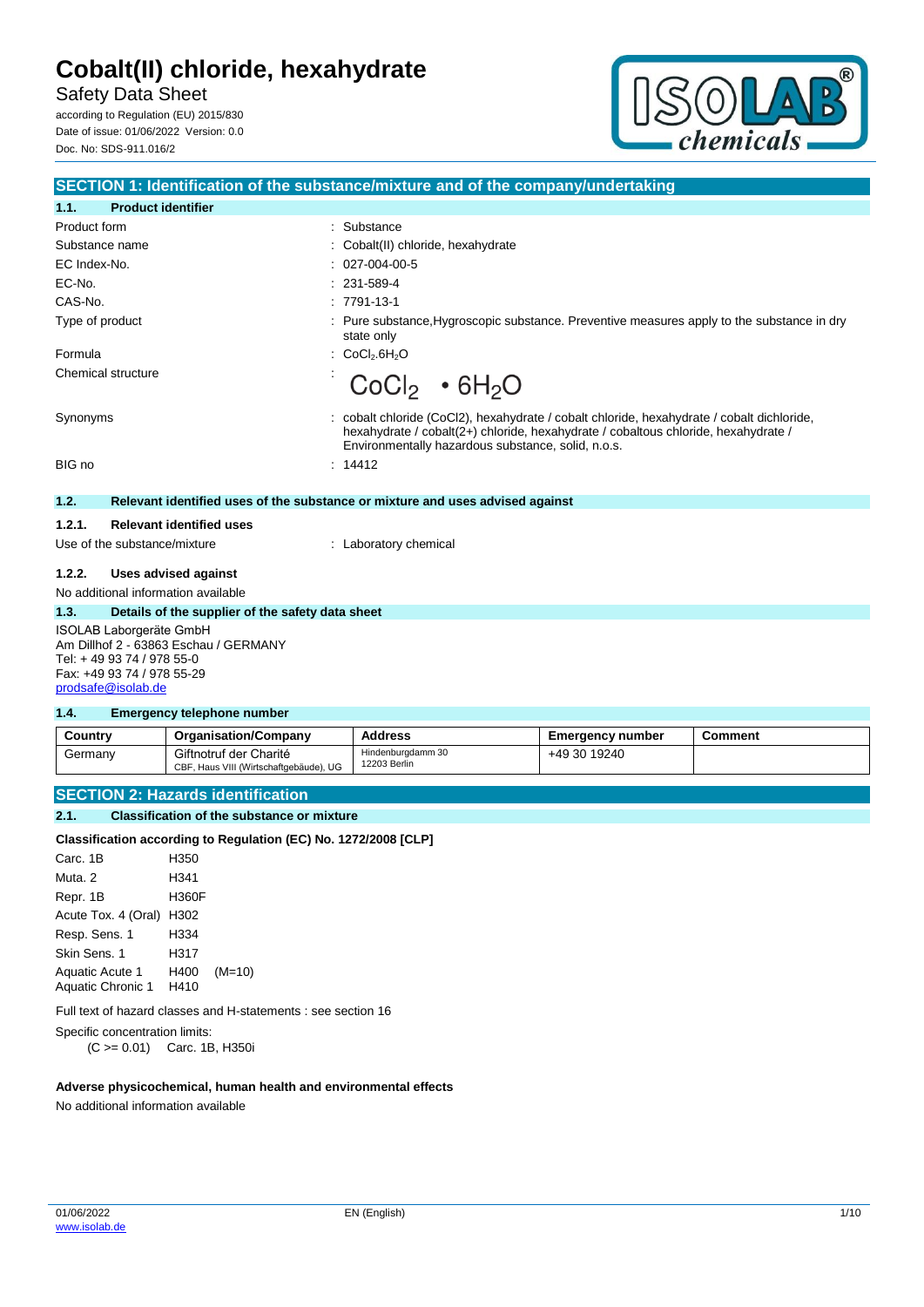# Cobalt(II) chloride, hexahydrate

Safety Data Sheet

according to Regulation (EU) 2015/830
Date of issue: 01/06/2022 Version: 0.0
Doc. No: SDS-911.016/2

## SECTION 1: Identification of the substance/mixture and of the company/undertaking

### 1.1. Product identifier

| | |
|---|---|
| Product form | : Substance |
| Substance name | : Cobalt(II) chloride, hexahydrate |
| EC Index-No. | : 027-004-00-5 |
| EC-No. | : 231-589-4 |
| CAS-No. | : 7791-13-1 |
| Type of product | : Pure substance,Hygroscopic substance. Preventive measures apply to the substance in dry state only |
| Formula | : $CoCl_2.6H_2O$ |
| Chemical structure | : $CoCl_2 \cdot 6H_2O$ |
| Synonyms | : cobalt chloride (CoCl2), hexahydrate / cobalt chloride, hexahydrate / cobalt dichloride, hexahydrate / cobalt(2+) chloride, hexahydrate / cobaltous chloride, hexahydrate / Environmentally hazardous substance, solid, n.o.s. |
| BIG no | : 14412 |

### 1.2. Relevant identified uses of the substance or mixture and uses advised against

#### 1.2.1. Relevant identified uses

Use of the substance/mixture : Laboratory chemical

#### 1.2.2. Uses advised against

No additional information available

### 1.3. Details of the supplier of the safety data sheet

ISOLAB Laborgeräte GmbH
Am Dillhof 2 - 63863 Eschau / GERMANY
Tel: + 49 93 74 / 978 55-0
Fax: +49 93 74 / 978 55-29
prodsafe@isolab.de

### 1.4. Emergency telephone number

| Country | Organisation/Company | Address | Emergency number | Comment |
|---|---|---|---|---|
| Germany | Giftnotruf der Charité<br>CBF, Haus VIII (Wirtschaftgebäude), UG | Hindenburgdamm 30<br>12203 Berlin | +49 30 19240 | |

## SECTION 2: Hazards identification

### 2.1. Classification of the substance or mixture

**Classification according to Regulation (EC) No. 1272/2008 [CLP]**

| | | |
|---|---|---|
| Carc. 1B | H350 | |
| Muta. 2 | H341 | |
| Repr. 1B | H360F | |
| Acute Tox. 4 (Oral) | H302 | |
| Resp. Sens. 1 | H334 | |
| Skin Sens. 1 | H317 | |
| Aquatic Acute 1 | H400 | (M=10) |
| Aquatic Chronic 1 | H410 | |

Full text of hazard classes and H-statements : see section 16

Specific concentration limits:
(C >= 0.01) Carc. 1B, H350i

**Adverse physicochemical, human health and environmental effects**

No additional information available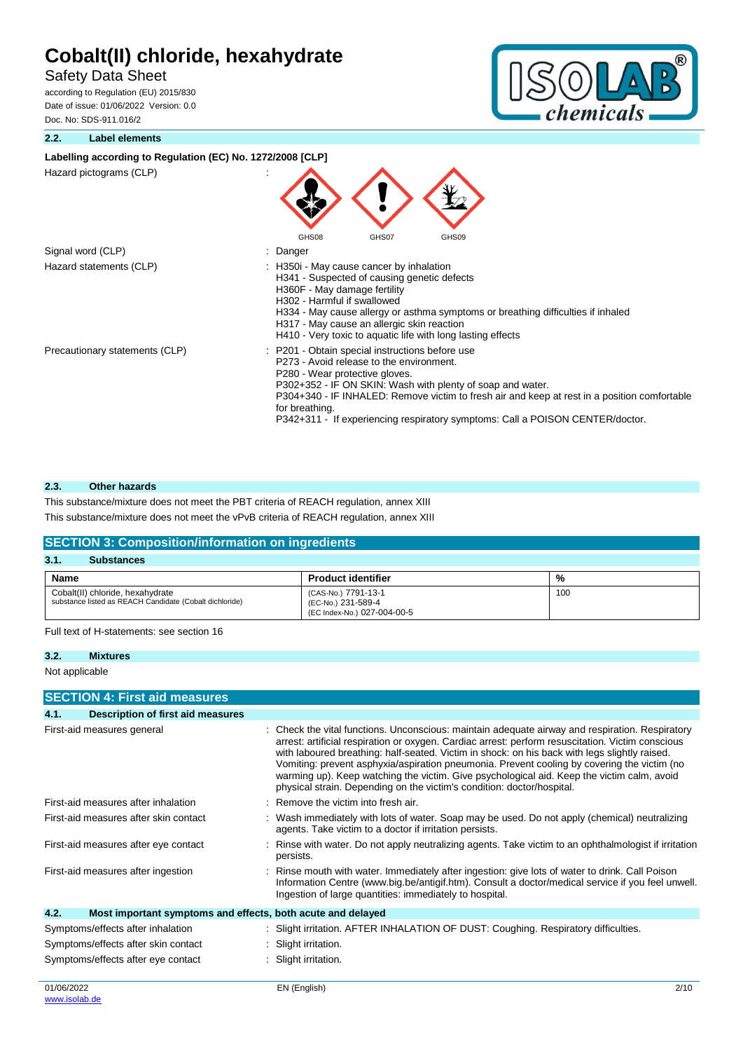### 2.2. Label elements

**Labelling according to Regulation (EC) No. 1272/2008 [CLP]**

Hazard pictograms (CLP) :

GHS08 GHS07 GHS09

| | |
|---|---|
| Signal word (CLP) | : Danger |
| Hazard statements (CLP) | : H350i - May cause cancer by inhalation<br>H341 - Suspected of causing genetic defects<br>H360F - May damage fertility<br>H302 - Harmful if swallowed<br>H334 - May cause allergy or asthma symptoms or breathing difficulties if inhaled<br>H317 - May cause an allergic skin reaction<br>H410 - Very toxic to aquatic life with long lasting effects |
| Precautionary statements (CLP) | : P201 - Obtain special instructions before use<br>P273 - Avoid release to the environment.<br>P280 - Wear protective gloves.<br>P302+352 - IF ON SKIN: Wash with plenty of soap and water.<br>P304+340 - IF INHALED: Remove victim to fresh air and keep at rest in a position comfortable for breathing.<br>P342+311 - If experiencing respiratory symptoms: Call a POISON CENTER/doctor. |

### 2.3. Other hazards

This substance/mixture does not meet the PBT criteria of REACH regulation, annex XIII

This substance/mixture does not meet the vPvB criteria of REACH regulation, annex XIII

## SECTION 3: Composition/information on ingredients

### 3.1. Substances

| Name | Product identifier | % |
|---|---|---|
| Cobalt(II) chloride, hexahydrate<br>substance listed as REACH Candidate (Cobalt dichloride) | (CAS-No.) 7791-13-1<br>(EC-No.) 231-589-4<br>(EC Index-No.) 027-004-00-5 | 100 |

Full text of H-statements: see section 16

### 3.2. Mixtures

Not applicable

## SECTION 4: First aid measures

### 4.1. Description of first aid measures

| | |
|---|---|
| First-aid measures general | : Check the vital functions. Unconscious: maintain adequate airway and respiration. Respiratory arrest: artificial respiration or oxygen. Cardiac arrest: perform resuscitation. Victim conscious with laboured breathing: half-seated. Victim in shock: on his back with legs slightly raised. Vomiting: prevent asphyxia/aspiration pneumonia. Prevent cooling by covering the victim (no warming up). Keep watching the victim. Give psychological aid. Keep the victim calm, avoid physical strain. Depending on the victim's condition: doctor/hospital. |
| First-aid measures after inhalation | : Remove the victim into fresh air. |
| First-aid measures after skin contact | : Wash immediately with lots of water. Soap may be used. Do not apply (chemical) neutralizing agents. Take victim to a doctor if irritation persists. |
| First-aid measures after eye contact | : Rinse with water. Do not apply neutralizing agents. Take victim to an ophthalmologist if irritation persists. |
| First-aid measures after ingestion | : Rinse mouth with water. Immediately after ingestion: give lots of water to drink. Call Poison Information Centre (www.big.be/antigif.htm). Consult a doctor/medical service if you feel unwell. Ingestion of large quantities: immediately to hospital. |

### 4.2. Most important symptoms and effects, both acute and delayed

| | |
|---|---|
| Symptoms/effects after inhalation | : Slight irritation. AFTER INHALATION OF DUST: Coughing. Respiratory difficulties. |
| Symptoms/effects after skin contact | : Slight irritation. |
| Symptoms/effects after eye contact | : Slight irritation. |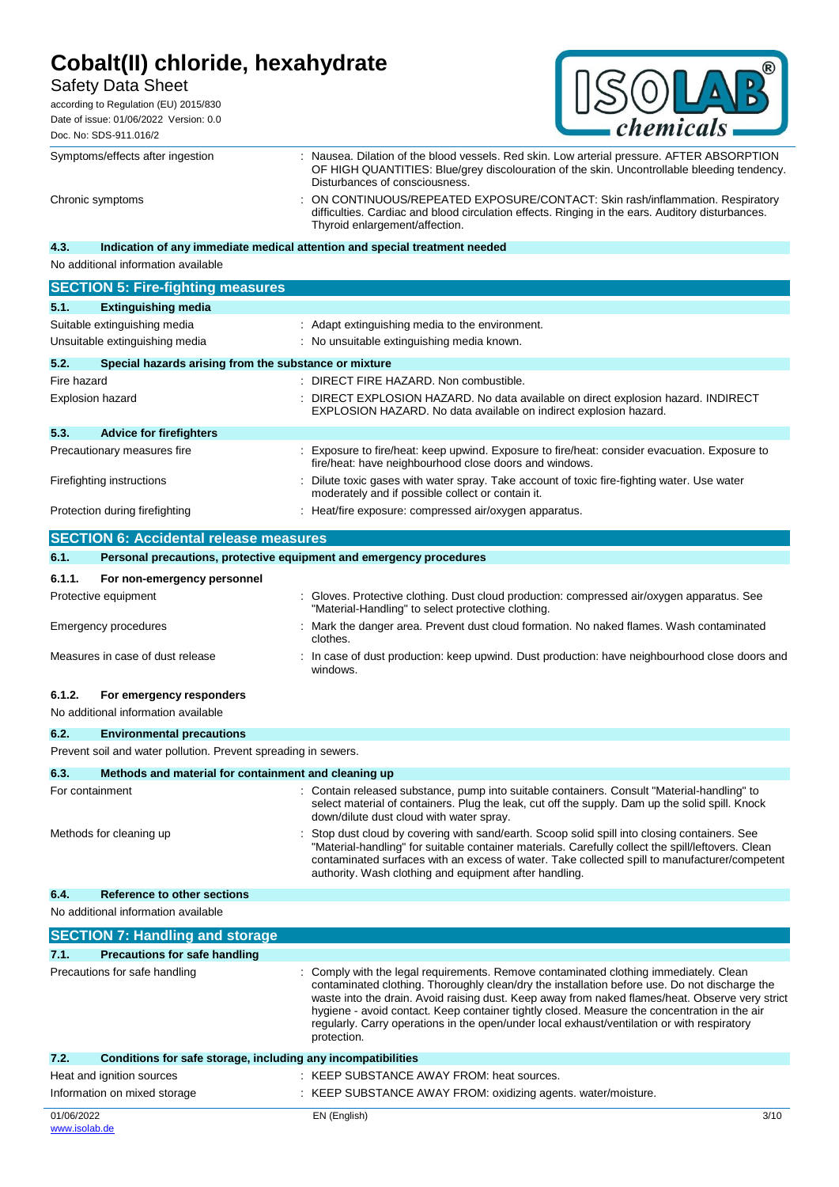| | |
|---|---|
| Symptoms/effects after ingestion | : Nausea. Dilation of the blood vessels. Red skin. Low arterial pressure. AFTER ABSORPTION OF HIGH QUANTITIES: Blue/grey discolouration of the skin. Uncontrollable bleeding tendency. Disturbances of consciousness. |
| Chronic symptoms | : ON CONTINUOUS/REPEATED EXPOSURE/CONTACT: Skin rash/inflammation. Respiratory difficulties. Cardiac and blood circulation effects. Ringing in the ears. Auditory disturbances. Thyroid enlargement/affection. |

### 4.3. Indication of any immediate medical attention and special treatment needed

No additional information available

## SECTION 5: Fire-fighting measures

### 5.1. Extinguishing media

| | |
|---|---|
| Suitable extinguishing media | : Adapt extinguishing media to the environment. |
| Unsuitable extinguishing media | : No unsuitable extinguishing media known. |

### 5.2. Special hazards arising from the substance or mixture

| | |
|---|---|
| Fire hazard | : DIRECT FIRE HAZARD. Non combustible. |
| Explosion hazard | : DIRECT EXPLOSION HAZARD. No data available on direct explosion hazard. INDIRECT EXPLOSION HAZARD. No data available on indirect explosion hazard. |

### 5.3. Advice for firefighters

| | |
|---|---|
| Precautionary measures fire | : Exposure to fire/heat: keep upwind. Exposure to fire/heat: consider evacuation. Exposure to fire/heat: have neighbourhood close doors and windows. |
| Firefighting instructions | : Dilute toxic gases with water spray. Take account of toxic fire-fighting water. Use water moderately and if possible collect or contain it. |
| Protection during firefighting | : Heat/fire exposure: compressed air/oxygen apparatus. |

## SECTION 6: Accidental release measures

### 6.1. Personal precautions, protective equipment and emergency procedures

#### 6.1.1. For non-emergency personnel

| | |
|---|---|
| Protective equipment | : Gloves. Protective clothing. Dust cloud production: compressed air/oxygen apparatus. See "Material-Handling" to select protective clothing. |
| Emergency procedures | : Mark the danger area. Prevent dust cloud formation. No naked flames. Wash contaminated clothes. |
| Measures in case of dust release | : In case of dust production: keep upwind. Dust production: have neighbourhood close doors and windows. |

#### 6.1.2. For emergency responders

No additional information available

### 6.2. Environmental precautions

Prevent soil and water pollution. Prevent spreading in sewers.

### 6.3. Methods and material for containment and cleaning up

| | |
|---|---|
| For containment | : Contain released substance, pump into suitable containers. Consult "Material-handling" to select material of containers. Plug the leak, cut off the supply. Dam up the solid spill. Knock down/dilute dust cloud with water spray. |
| Methods for cleaning up | : Stop dust cloud by covering with sand/earth. Scoop solid spill into closing containers. See "Material-handling" for suitable container materials. Carefully collect the spill/leftovers. Clean contaminated surfaces with an excess of water. Take collected spill to manufacturer/competent authority. Wash clothing and equipment after handling. |

### 6.4. Reference to other sections

No additional information available

## SECTION 7: Handling and storage

### 7.1. Precautions for safe handling

| | |
|---|---|
| Precautions for safe handling | : Comply with the legal requirements. Remove contaminated clothing immediately. Clean contaminated clothing. Thoroughly clean/dry the installation before use. Do not discharge the waste into the drain. Avoid raising dust. Keep away from naked flames/heat. Observe very strict hygiene - avoid contact. Keep container tightly closed. Measure the concentration in the air regularly. Carry operations in the open/under local exhaust/ventilation or with respiratory protection. |

### 7.2. Conditions for safe storage, including any incompatibilities

| | |
|---|---|
| Heat and ignition sources | : KEEP SUBSTANCE AWAY FROM: heat sources. |
| Information on mixed storage | : KEEP SUBSTANCE AWAY FROM: oxidizing agents. water/moisture. |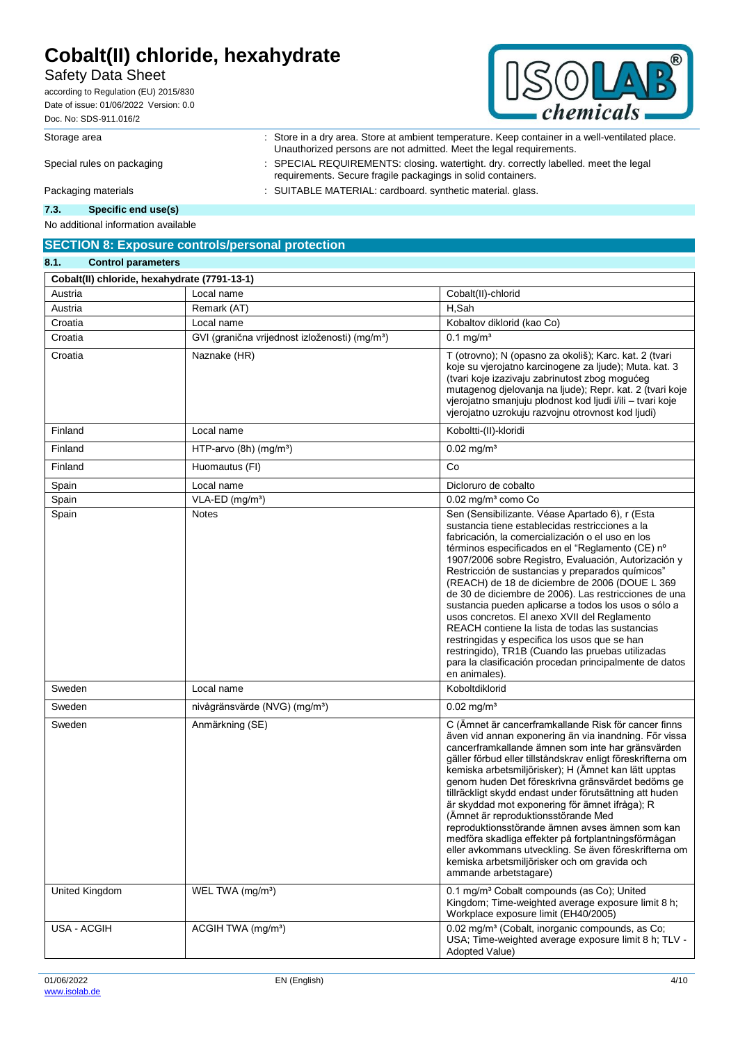| | | |
|---|---|---|
| Storage area | : | Store in a dry area. Store at ambient temperature. Keep container in a well-ventilated place. Unauthorized persons are not admitted. Meet the legal requirements. |
| Special rules on packaging | : | SPECIAL REQUIREMENTS: closing. watertight. dry. correctly labelled. meet the legal requirements. Secure fragile packagings in solid containers. |
| Packaging materials | : | SUITABLE MATERIAL: cardboard. synthetic material. glass. |

### 7.3. Specific end use(s)

No additional information available

## SECTION 8: Exposure controls/personal protection

### 8.1. Control parameters

| Cobalt(II) chloride, hexahydrate (7791-13-1) | | |
|---|---|---|
| Austria | Local name | Cobalt(II)-chlorid |
| Austria | Remark (AT) | H,Sah |
| Croatia | Local name | Kobaltov diklorid (kao Co) |
| Croatia | GVI (granična vrijednost izloženosti) (mg/m³) | 0.1 mg/m³ |
| Croatia | Naznake (HR) | T (otrovno); N (opasno za okoliš); Karc. kat. 2 (tvari koje su vjerojatno karcinogene za ljude); Muta. kat. 3 (tvari koje izazivaju zabrinutost zbog mogućeg mutagenog djelovanja na ljude); Repr. kat. 2 (tvari koje vjerojatno smanjuju plodnost kod ljudi i/ili – tvari koje vjerojatno uzrokuju razvojnu otrovnost kod ljudi) |
| Finland | Local name | Koboltti-(II)-kloridi |
| Finland | HTP-arvo (8h) (mg/m³) | 0.02 mg/m³ |
| Finland | Huomautus (FI) | Co |
| Spain | Local name | Dicloruro de cobalto |
| Spain | VLA-ED (mg/m³) | 0.02 mg/m³ como Co |
| Spain | Notes | Sen (Sensibilizante. Véase Apartado 6), r (Esta sustancia tiene establecidas restricciones a la fabricación, la comercialización o el uso en los términos especificados en el "Reglamento (CE) nº 1907/2006 sobre Registro, Evaluación, Autorización y Restricción de sustancias y preparados químicos" (REACH) de 18 de diciembre de 2006 (DOUE L 369 de 30 de diciembre de 2006). Las restricciones de una sustancia pueden aplicarse a todos los usos o sólo a usos concretos. El anexo XVII del Reglamento REACH contiene la lista de todas las sustancias restringidas y especifica los usos que se han restringido), TR1B (Cuando las pruebas utilizadas para la clasificación procedan principalmente de datos en animales). |
| Sweden | Local name | Koboltdiklorid |
| Sweden | nivågränsvärde (NVG) (mg/m³) | 0.02 mg/m³ |
| Sweden | Anmärkning (SE) | C (Ämnet är cancerframkallande Risk för cancer finns även vid annan exponering än via inandning. För vissa cancerframkallande ämnen som inte har gränsvärden gäller förbud eller tillståndskrav enligt föreskrifterna om kemiska arbetsmiljörisker); H (Ämnet kan lätt upptas genom huden Det föreskrivna gränsvärdet bedöms ge tillräckligt skydd endast under förutsättning att huden är skyddad mot exponering för ämnet ifråga); R (Ämnet är reproduktionsstörande Med reproduktionsstörande ämnen avses ämnen som kan medföra skadliga effekter på fortplantningsförmågan eller avkommans utveckling. Se även föreskrifterna om kemiska arbetsmiljörisker och om gravida och ammande arbetstagare) |
| United Kingdom | WEL TWA (mg/m³) | 0.1 mg/m³ Cobalt compounds (as Co); United Kingdom; Time-weighted average exposure limit 8 h; Workplace exposure limit (EH40/2005) |
| USA - ACGIH | ACGIH TWA (mg/m³) | 0.02 mg/m³ (Cobalt, inorganic compounds, as Co; USA; Time-weighted average exposure limit 8 h; TLV - Adopted Value) |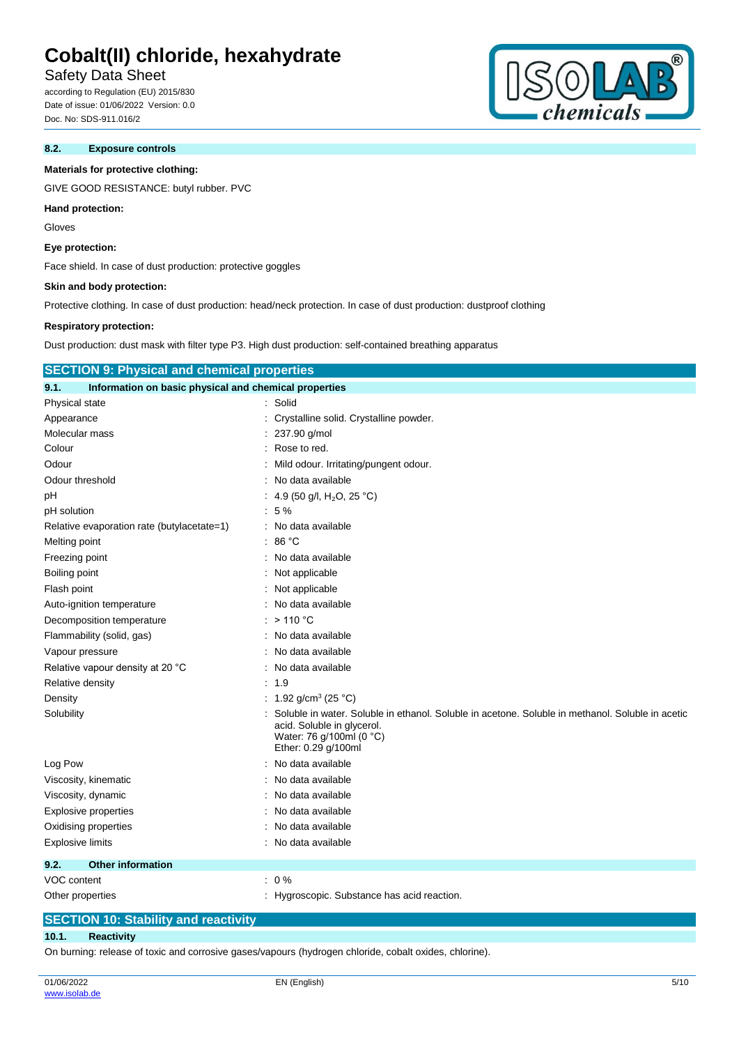### 8.2. Exposure controls

**Materials for protective clothing:**

GIVE GOOD RESISTANCE: butyl rubber. PVC

**Hand protection:**

Gloves

**Eye protection:**

Face shield. In case of dust production: protective goggles

**Skin and body protection:**

Protective clothing. In case of dust production: head/neck protection. In case of dust production: dustproof clothing

**Respiratory protection:**

Dust production: dust mask with filter type P3. High dust production: self-contained breathing apparatus

## SECTION 9: Physical and chemical properties

### 9.1. Information on basic physical and chemical properties

| Property | Value |
|---|---|
| Physical state | Solid |
| Appearance | Crystalline solid. Crystalline powder. |
| Molecular mass | 237.90 g/mol |
| Colour | Rose to red. |
| Odour | Mild odour. Irritating/pungent odour. |
| Odour threshold | No data available |
| pH | 4.9 (50 g/l, $H_2O$, 25 °C) |
| pH solution | 5 % |
| Relative evaporation rate (butylacetate=1) | No data available |
| Melting point | 86 °C |
| Freezing point | No data available |
| Boiling point | Not applicable |
| Flash point | Not applicable |
| Auto-ignition temperature | No data available |
| Decomposition temperature | > 110 °C |
| Flammability (solid, gas) | No data available |
| Vapour pressure | No data available |
| Relative vapour density at 20 °C | No data available |
| Relative density | 1.9 |
| Density | 1.92 g/cm³ (25 °C) |
| Solubility | Soluble in water. Soluble in ethanol. Soluble in acetone. Soluble in methanol. Soluble in acetic acid. Soluble in glycerol. Water: 76 g/100ml (0 °C) Ether: 0.29 g/100ml |
| Log Pow | No data available |
| Viscosity, kinematic | No data available |
| Viscosity, dynamic | No data available |
| Explosive properties | No data available |
| Oxidising properties | No data available |
| Explosive limits | No data available |

### 9.2. Other information

| Property | Value |
|---|---|
| VOC content | 0 % |
| Other properties | Hygroscopic. Substance has acid reaction. |

## SECTION 10: Stability and reactivity

### 10.1. Reactivity

On burning: release of toxic and corrosive gases/vapours (hydrogen chloride, cobalt oxides, chlorine).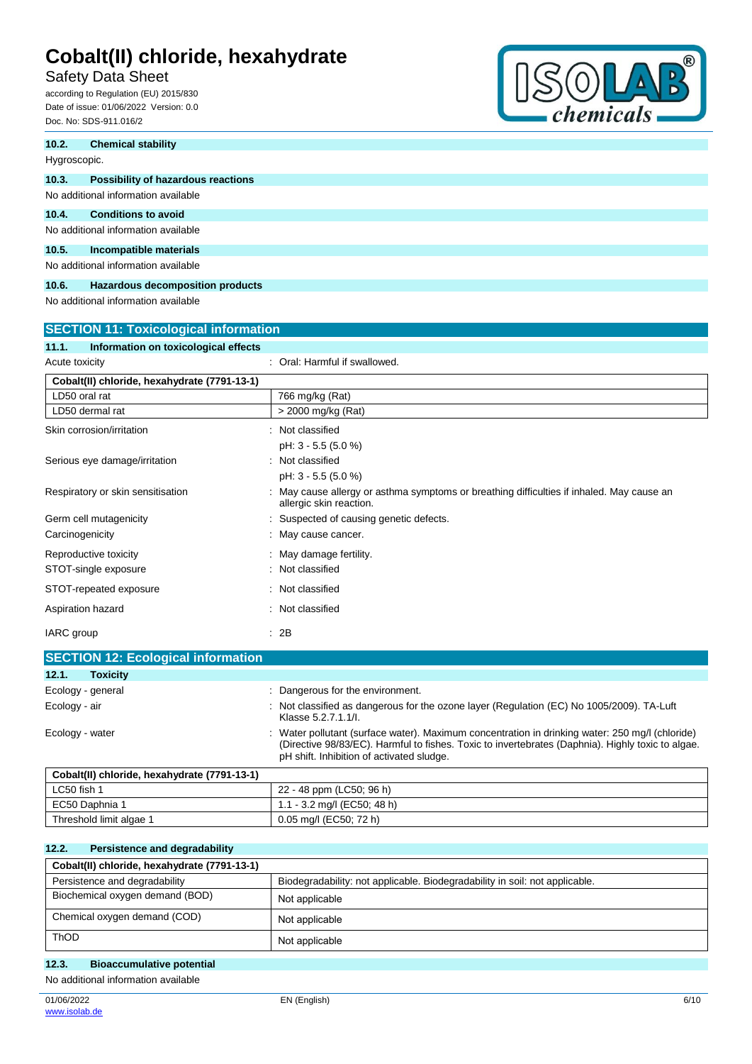### 10.2. Chemical stability

Hygroscopic.

### 10.3. Possibility of hazardous reactions

No additional information available

### 10.4. Conditions to avoid

No additional information available

### 10.5. Incompatible materials

No additional information available

### 10.6. Hazardous decomposition products

No additional information available

## SECTION 11: Toxicological information

### 11.1. Information on toxicological effects

Acute toxicity : Oral: Harmful if swallowed.

| Cobalt(II) chloride, hexahydrate (7791-13-1) | |
|---|---|
| LD50 oral rat | 766 mg/kg (Rat) |
| LD50 dermal rat | > 2000 mg/kg (Rat) |

Skin corrosion/irritation : Not classified
pH: 3 - 5.5 (5.0 %)

Serious eye damage/irritation : Not classified
pH: 3 - 5.5 (5.0 %)

Respiratory or skin sensitisation : May cause allergy or asthma symptoms or breathing difficulties if inhaled. May cause an allergic skin reaction.

Germ cell mutagenicity : Suspected of causing genetic defects.

Carcinogenicity : May cause cancer.

Reproductive toxicity : May damage fertility.

STOT-single exposure : Not classified

STOT-repeated exposure : Not classified

Aspiration hazard : Not classified

IARC group : 2B

## SECTION 12: Ecological information

### 12.1. Toxicity

Ecology - general : Dangerous for the environment.

Ecology - air : Not classified as dangerous for the ozone layer (Regulation (EC) No 1005/2009). TA-Luft Klasse 5.2.7.1.1/I.

Ecology - water : Water pollutant (surface water). Maximum concentration in drinking water: 250 mg/l (chloride) (Directive 98/83/EC). Harmful to fishes. Toxic to invertebrates (Daphnia). Highly toxic to algae. pH shift. Inhibition of activated sludge.

| Cobalt(II) chloride, hexahydrate (7791-13-1) | |
|---|---|
| LC50 fish 1 | 22 - 48 ppm (LC50; 96 h) |
| EC50 Daphnia 1 | 1.1 - 3.2 mg/l (EC50; 48 h) |
| Threshold limit algae 1 | 0.05 mg/l (EC50; 72 h) |

### 12.2. Persistence and degradability

| Cobalt(II) chloride, hexahydrate (7791-13-1) | |
|---|---|
| Persistence and degradability | Biodegradability: not applicable. Biodegradability in soil: not applicable. |
| Biochemical oxygen demand (BOD) | Not applicable |
| Chemical oxygen demand (COD) | Not applicable |
| ThOD | Not applicable |

### 12.3. Bioaccumulative potential

No additional information available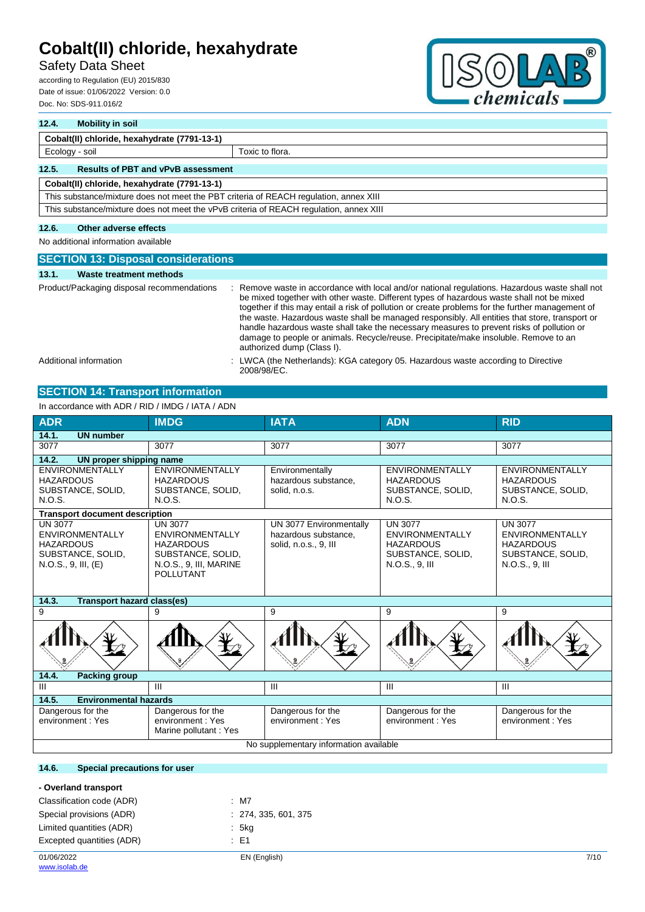### 12.4. Mobility in soil

| Cobalt(II) chloride, hexahydrate (7791-13-1) | |
|---|---|
| Ecology - soil | Toxic to flora. |

### 12.5. Results of PBT and vPvB assessment

| Cobalt(II) chloride, hexahydrate (7791-13-1) |
|---|
| This substance/mixture does not meet the PBT criteria of REACH regulation, annex XIII |
| This substance/mixture does not meet the vPvB criteria of REACH regulation, annex XIII |

### 12.6. Other adverse effects

No additional information available

## SECTION 13: Disposal considerations

### 13.1. Waste treatment methods

Product/Packaging disposal recommendations : Remove waste in accordance with local and/or national regulations. Hazardous waste shall not be mixed together with other waste. Different types of hazardous waste shall not be mixed together if this may entail a risk of pollution or create problems for the further management of the waste. Hazardous waste shall be managed responsibly. All entities that store, transport or handle hazardous waste shall take the necessary measures to prevent risks of pollution or damage to people or animals. Recycle/reuse. Precipitate/make insoluble. Remove to an authorized dump (Class I).

Additional information : LWCA (the Netherlands): KGA category 05. Hazardous waste according to Directive 2008/98/EC.

## SECTION 14: Transport information

In accordance with ADR / RID / IMDG / IATA / ADN

| ADR | IMDG | IATA | ADN | RID |
|---|---|---|---|---|
| **14.1. UN number** | | | | |
| 3077 | 3077 | 3077 | 3077 | 3077 |
| **14.2. UN proper shipping name** | | | | |
| ENVIRONMENTALLY HAZARDOUS SUBSTANCE, SOLID, N.O.S. | ENVIRONMENTALLY HAZARDOUS SUBSTANCE, SOLID, N.O.S. | Environmentally hazardous substance, solid, n.o.s. | ENVIRONMENTALLY HAZARDOUS SUBSTANCE, SOLID, N.O.S. | ENVIRONMENTALLY HAZARDOUS SUBSTANCE, SOLID, N.O.S. |
| **Transport document description** | | | | |
| UN 3077 ENVIRONMENTALLY HAZARDOUS SUBSTANCE, SOLID, N.O.S., 9, III, (E) | UN 3077 ENVIRONMENTALLY HAZARDOUS SUBSTANCE, SOLID, N.O.S., 9, III, MARINE POLLUTANT | UN 3077 Environmentally hazardous substance, solid, n.o.s., 9, III | UN 3077 ENVIRONMENTALLY HAZARDOUS SUBSTANCE, SOLID, N.O.S., 9, III | UN 3077 ENVIRONMENTALLY HAZARDOUS SUBSTANCE, SOLID, N.O.S., 9, III |
| **14.3. Transport hazard class(es)** | | | | |
| 9 | 9 | 9 | 9 | 9 |
| **14.4. Packing group** | | | | |
| III | III | III | III | III |
| **14.5. Environmental hazards** | | | | |
| Dangerous for the environment : Yes | Dangerous for the environment : Yes<br>Marine pollutant : Yes | Dangerous for the environment : Yes | Dangerous for the environment : Yes | Dangerous for the environment : Yes |
| No supplementary information available | | | | |

### 14.6. Special precautions for user

**- Overland transport**

Classification code (ADR) : M7

Special provisions (ADR) : 274, 335, 601, 375

Limited quantities (ADR) : 5kg

Excepted quantities (ADR) : E1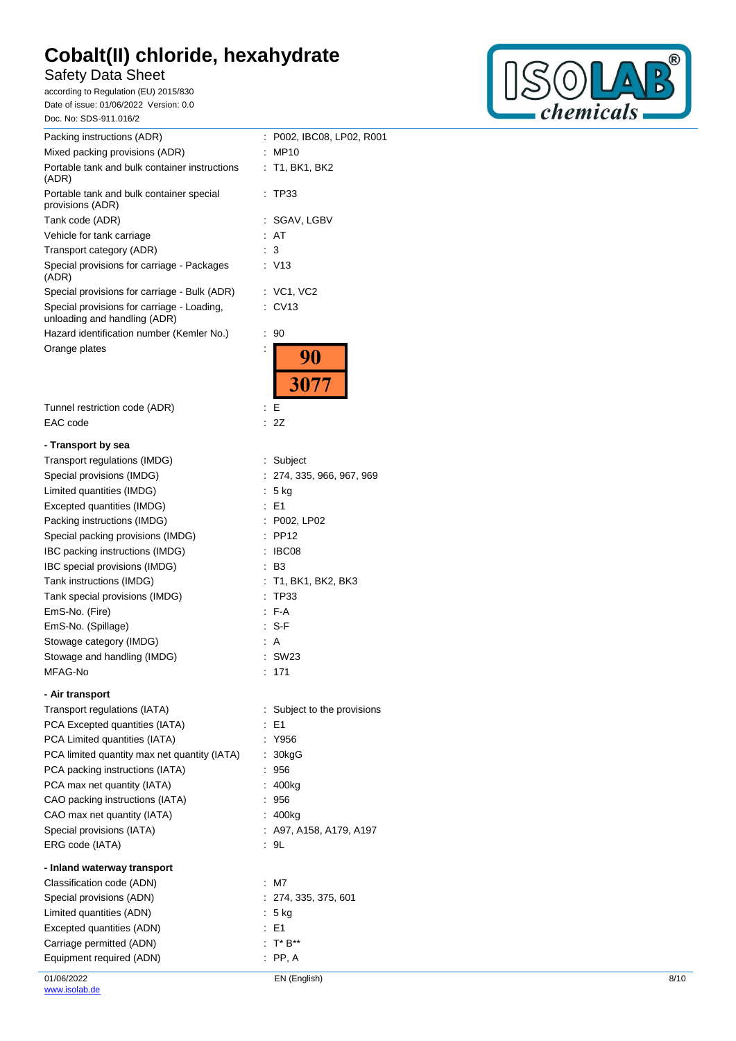| | |
|---|---|
| Packing instructions (ADR) | : P002, IBC08, LP02, R001 |
| Mixed packing provisions (ADR) | : MP10 |
| Portable tank and bulk container instructions (ADR) | : T1, BK1, BK2 |
| Portable tank and bulk container special provisions (ADR) | : TP33 |
| Tank code (ADR) | : SGAV, LGBV |
| Vehicle for tank carriage | : AT |
| Transport category (ADR) | : 3 |
| Special provisions for carriage - Packages (ADR) | : V13 |
| Special provisions for carriage - Bulk (ADR) | : VC1, VC2 |
| Special provisions for carriage - Loading, unloading and handling (ADR) | : CV13 |
| Hazard identification number (Kemler No.) | : 90 |
| Orange plates | : 90 / 3077 |
| Tunnel restriction code (ADR) | : E |
| EAC code | : 2Z |

**- Transport by sea**

| | |
|---|---|
| Transport regulations (IMDG) | : Subject |
| Special provisions (IMDG) | : 274, 335, 966, 967, 969 |
| Limited quantities (IMDG) | : 5 kg |
| Excepted quantities (IMDG) | : E1 |
| Packing instructions (IMDG) | : P002, LP02 |
| Special packing provisions (IMDG) | : PP12 |
| IBC packing instructions (IMDG) | : IBC08 |
| IBC special provisions (IMDG) | : B3 |
| Tank instructions (IMDG) | : T1, BK1, BK2, BK3 |
| Tank special provisions (IMDG) | : TP33 |
| EmS-No. (Fire) | : F-A |
| EmS-No. (Spillage) | : S-F |
| Stowage category (IMDG) | : A |
| Stowage and handling (IMDG) | : SW23 |
| MFAG-No | : 171 |

**- Air transport**

| | |
|---|---|
| Transport regulations (IATA) | : Subject to the provisions |
| PCA Excepted quantities (IATA) | : E1 |
| PCA Limited quantities (IATA) | : Y956 |
| PCA limited quantity max net quantity (IATA) | : 30kgG |
| PCA packing instructions (IATA) | : 956 |
| PCA max net quantity (IATA) | : 400kg |
| CAO packing instructions (IATA) | : 956 |
| CAO max net quantity (IATA) | : 400kg |
| Special provisions (IATA) | : A97, A158, A179, A197 |
| ERG code (IATA) | : 9L |

**- Inland waterway transport**

| | |
|---|---|
| Classification code (ADN) | : M7 |
| Special provisions (ADN) | : 274, 335, 375, 601 |
| Limited quantities (ADN) | : 5 kg |
| Excepted quantities (ADN) | : E1 |
| Carriage permitted (ADN) | : T* B** |
| Equipment required (ADN) | : PP, A |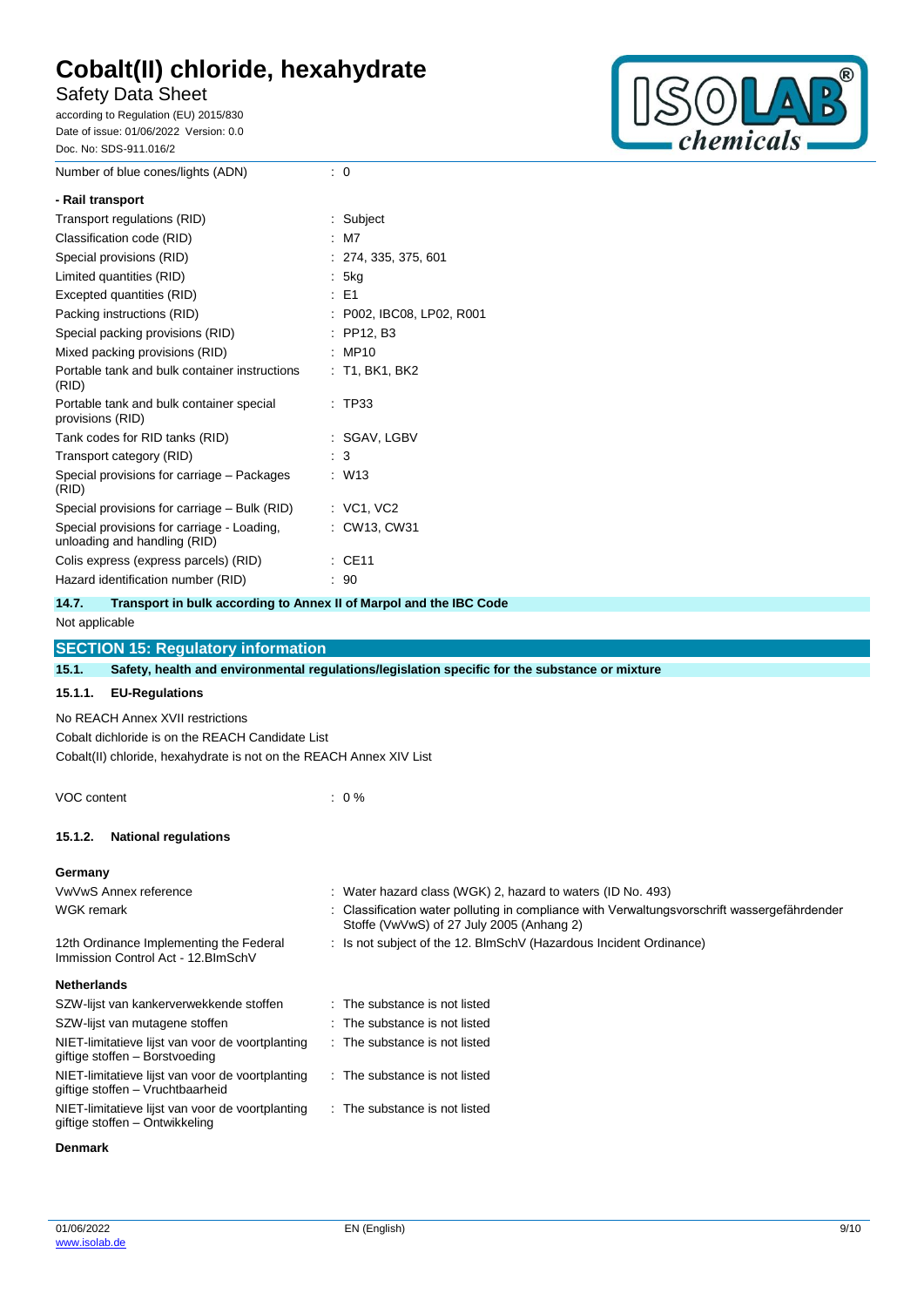| | |
|---|---|
| Number of blue cones/lights (ADN) | : 0 |

**- Rail transport**

| | |
|---|---|
| Transport regulations (RID) | : Subject |
| Classification code (RID) | : M7 |
| Special provisions (RID) | : 274, 335, 375, 601 |
| Limited quantities (RID) | : 5kg |
| Excepted quantities (RID) | : E1 |
| Packing instructions (RID) | : P002, IBC08, LP02, R001 |
| Special packing provisions (RID) | : PP12, B3 |
| Mixed packing provisions (RID) | : MP10 |
| Portable tank and bulk container instructions (RID) | : T1, BK1, BK2 |
| Portable tank and bulk container special provisions (RID) | : TP33 |
| Tank codes for RID tanks (RID) | : SGAV, LGBV |
| Transport category (RID) | : 3 |
| Special provisions for carriage – Packages (RID) | : W13 |
| Special provisions for carriage – Bulk (RID) | : VC1, VC2 |
| Special provisions for carriage - Loading, unloading and handling (RID) | : CW13, CW31 |
| Colis express (express parcels) (RID) | : CE11 |
| Hazard identification number (RID) | : 90 |

### 14.7. Transport in bulk according to Annex II of Marpol and the IBC Code

Not applicable

## SECTION 15: Regulatory information

### 15.1. Safety, health and environmental regulations/legislation specific for the substance or mixture

#### 15.1.1. EU-Regulations

No REACH Annex XVII restrictions

Cobalt dichloride is on the REACH Candidate List

Cobalt(II) chloride, hexahydrate is not on the REACH Annex XIV List

| | |
|---|---|
| VOC content | : 0 % |

#### 15.1.2. National regulations

**Germany**

| | |
|---|---|
| VwVwS Annex reference | : Water hazard class (WGK) 2, hazard to waters (ID No. 493) |
| WGK remark | : Classification water polluting in compliance with Verwaltungsvorschrift wassergefährdender Stoffe (VwVwS) of 27 July 2005 (Anhang 2) |
| 12th Ordinance Implementing the Federal Immission Control Act - 12.BImSchV | : Is not subject of the 12. BlmSchV (Hazardous Incident Ordinance) |

**Netherlands**

| | |
|---|---|
| SZW-lijst van kankerverwekkende stoffen | : The substance is not listed |
| SZW-lijst van mutagene stoffen | : The substance is not listed |
| NIET-limitatieve lijst van voor de voortplanting giftige stoffen – Borstvoeding | : The substance is not listed |
| NIET-limitatieve lijst van voor de voortplanting giftige stoffen – Vruchtbaarheid | : The substance is not listed |
| NIET-limitatieve lijst van voor de voortplanting giftige stoffen – Ontwikkeling | : The substance is not listed |

**Denmark**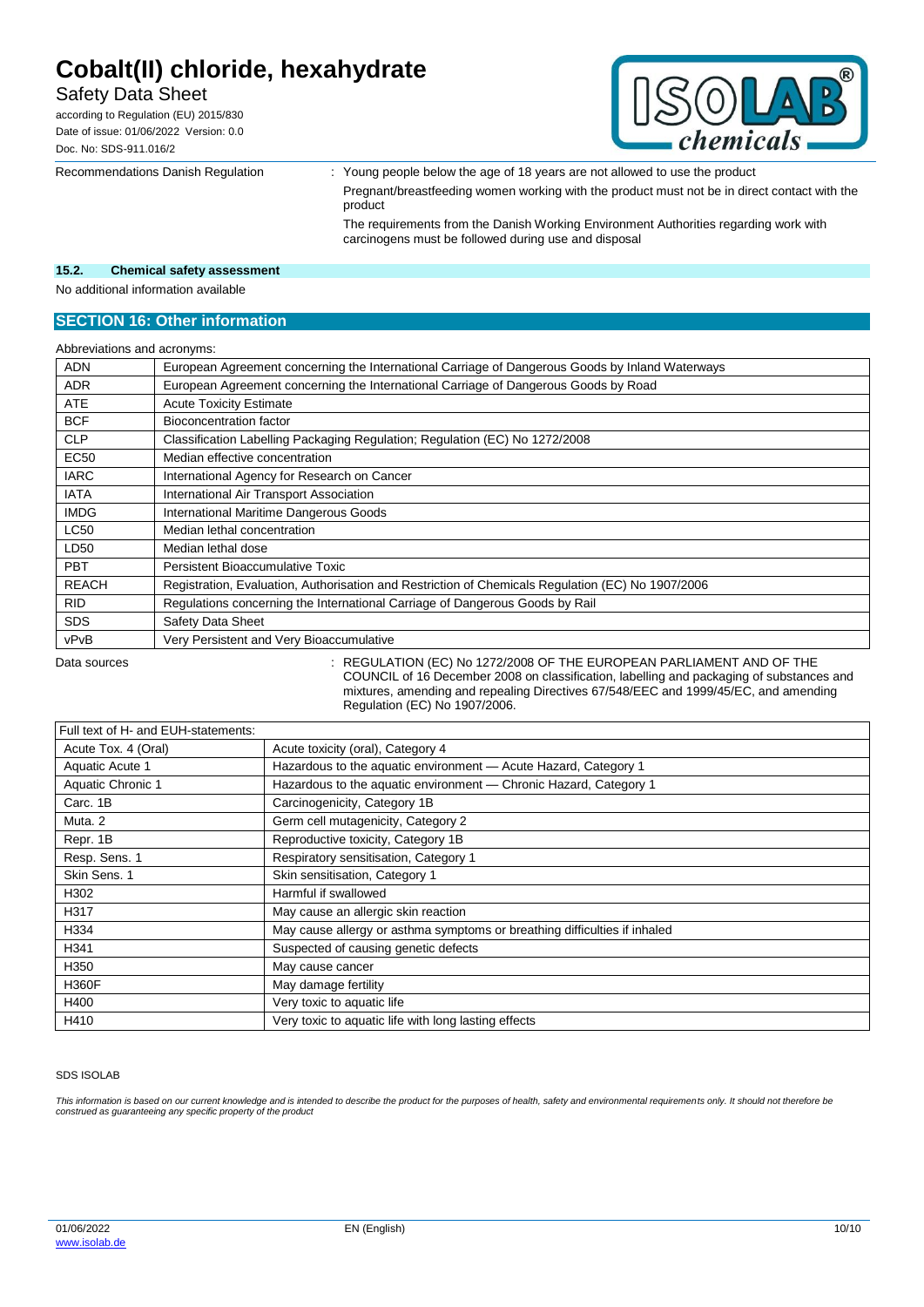Recommendations Danish Regulation : Young people below the age of 18 years are not allowed to use the product

Pregnant/breastfeeding women working with the product must not be in direct contact with the product

The requirements from the Danish Working Environment Authorities regarding work with carcinogens must be followed during use and disposal

### 15.2. Chemical safety assessment

No additional information available

## SECTION 16: Other information

Abbreviations and acronyms:

| | |
|---|---|
| ADN | European Agreement concerning the International Carriage of Dangerous Goods by Inland Waterways |
| ADR | European Agreement concerning the International Carriage of Dangerous Goods by Road |
| ATE | Acute Toxicity Estimate |
| BCF | Bioconcentration factor |
| CLP | Classification Labelling Packaging Regulation; Regulation (EC) No 1272/2008 |
| EC50 | Median effective concentration |
| IARC | International Agency for Research on Cancer |
| IATA | International Air Transport Association |
| IMDG | International Maritime Dangerous Goods |
| LC50 | Median lethal concentration |
| LD50 | Median lethal dose |
| PBT | Persistent Bioaccumulative Toxic |
| REACH | Registration, Evaluation, Authorisation and Restriction of Chemicals Regulation (EC) No 1907/2006 |
| RID | Regulations concerning the International Carriage of Dangerous Goods by Rail |
| SDS | Safety Data Sheet |
| vPvB | Very Persistent and Very Bioaccumulative |

Data sources : REGULATION (EC) No 1272/2008 OF THE EUROPEAN PARLIAMENT AND OF THE COUNCIL of 16 December 2008 on classification, labelling and packaging of substances and mixtures, amending and repealing Directives 67/548/EEC and 1999/45/EC, and amending Regulation (EC) No 1907/2006.

| Full text of H- and EUH-statements: | |
|---|---|
| Acute Tox. 4 (Oral) | Acute toxicity (oral), Category 4 |
| Aquatic Acute 1 | Hazardous to the aquatic environment — Acute Hazard, Category 1 |
| Aquatic Chronic 1 | Hazardous to the aquatic environment — Chronic Hazard, Category 1 |
| Carc. 1B | Carcinogenicity, Category 1B |
| Muta. 2 | Germ cell mutagenicity, Category 2 |
| Repr. 1B | Reproductive toxicity, Category 1B |
| Resp. Sens. 1 | Respiratory sensitisation, Category 1 |
| Skin Sens. 1 | Skin sensitisation, Category 1 |
| H302 | Harmful if swallowed |
| H317 | May cause an allergic skin reaction |
| H334 | May cause allergy or asthma symptoms or breathing difficulties if inhaled |
| H341 | Suspected of causing genetic defects |
| H350 | May cause cancer |
| H360F | May damage fertility |
| H400 | Very toxic to aquatic life |
| H410 | Very toxic to aquatic life with long lasting effects |

SDS ISOLAB

*This information is based on our current knowledge and is intended to describe the product for the purposes of health, safety and environmental requirements only. It should not therefore be construed as guaranteeing any specific property of the product*